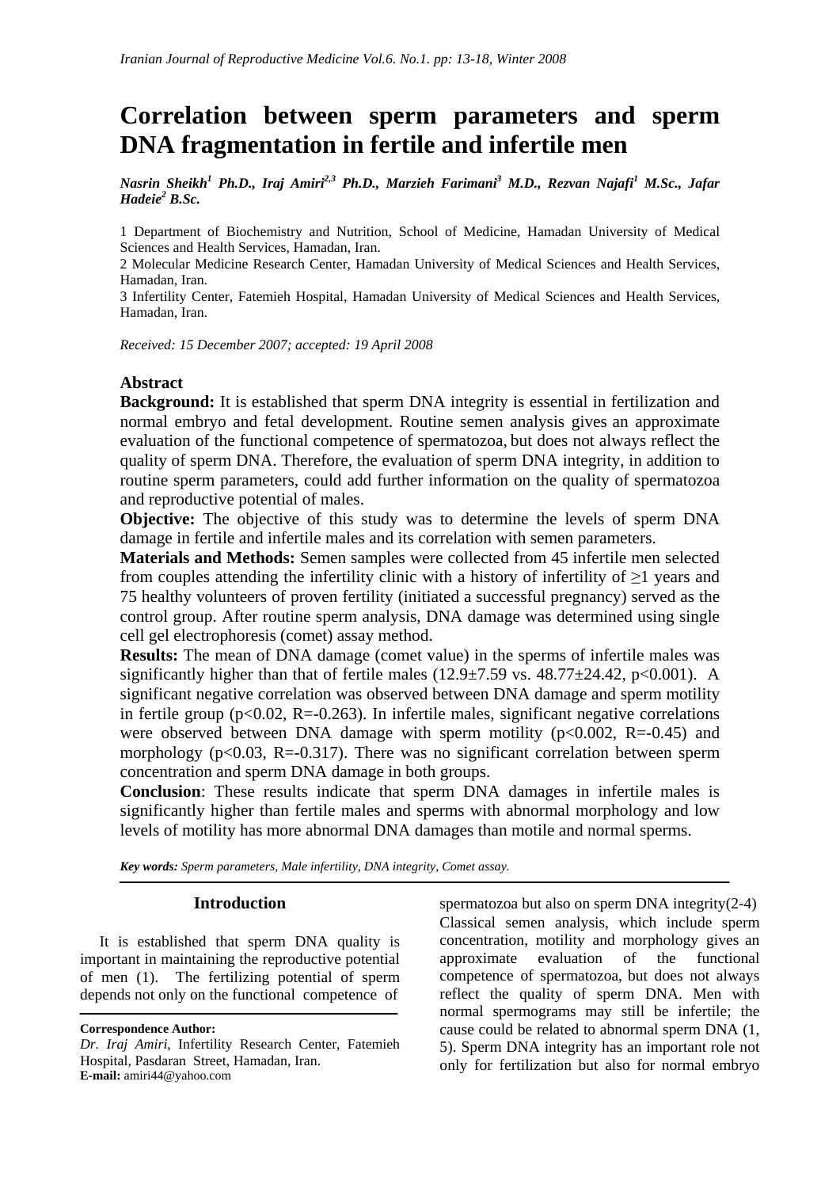# Correlation between sperm parameters and sperm DNA fragmentation in fertile and infertile men

*Nasrin Sheikh[1] Ph.D., Iraj Amiri[2,3] Ph.D., Marzieh Farimani[3] M.D., Rezvan Najafi[1] M.Sc., Jafar Hadeie[2] B.Sc.*

1 Department of Biochemistry and Nutrition, School of Medicine, Hamadan University of Medical Sciences and Health Services, Hamadan, Iran.

2 Molecular Medicine Research Center, Hamadan University of Medical Sciences and Health Services, Hamadan, Iran.

3 Infertility Center, Fatemieh Hospital, Hamadan University of Medical Sciences and Health Services, Hamadan, Iran.

*Received: 15 December 2007; accepted: 19 April 2008*

## Abstract

**Background:** It is established that sperm DNA integrity is essential in fertilization and normal embryo and fetal development. Routine semen analysis gives an approximate evaluation of the functional competence of spermatozoa, but does not always reflect the quality of sperm DNA. Therefore, the evaluation of sperm DNA integrity, in addition to routine sperm parameters, could add further information on the quality of spermatozoa and reproductive potential of males.

**Objective:** The objective of this study was to determine the levels of sperm DNA damage in fertile and infertile males and its correlation with semen parameters.

**Materials and Methods:** Semen samples were collected from 45 infertile men selected from couples attending the infertility clinic with a history of infertility of ≥1 years and 75 healthy volunteers of proven fertility (initiated a successful pregnancy) served as the control group. After routine sperm analysis, DNA damage was determined using single cell gel electrophoresis (comet) assay method.

**Results:** The mean of DNA damage (comet value) in the sperms of infertile males was significantly higher than that of fertile males ($12.9 \pm 7.59$ vs. $48.77 \pm 24.42$, $p<0.001$). A significant negative correlation was observed between DNA damage and sperm motility in fertile group ($p<0.02$, $R=-0.263$). In infertile males, significant negative correlations were observed between DNA damage with sperm motility ($p<0.002$, $R=-0.45$) and morphology ($p<0.03$, $R=-0.317$). There was no significant correlation between sperm concentration and sperm DNA damage in both groups.

**Conclusion**: These results indicate that sperm DNA damages in infertile males is significantly higher than fertile males and sperms with abnormal morphology and low levels of motility has more abnormal DNA damages than motile and normal sperms.

***Key words:*** *Sperm parameters, Male infertility, DNA integrity, Comet assay.*

## Introduction

It is established that sperm DNA quality is important in maintaining the reproductive potential of men (1). The fertilizing potential of sperm depends not only on the functional competence of spermatozoa but also on sperm DNA integrity(2-4) Classical semen analysis, which include sperm concentration, motility and morphology gives an approximate evaluation of the functional competence of spermatozoa, but does not always reflect the quality of sperm DNA. Men with normal spermograms may still be infertile; the cause could be related to abnormal sperm DNA (1, 5). Sperm DNA integrity has an important role not only for fertilization but also for normal embryo

**Correspondence Author:**
*Dr. Iraj Amiri*, Infertility Research Center, Fatemieh Hospital, Pasdaran Street, Hamadan, Iran.
**E-mail:** amiri44@yahoo.com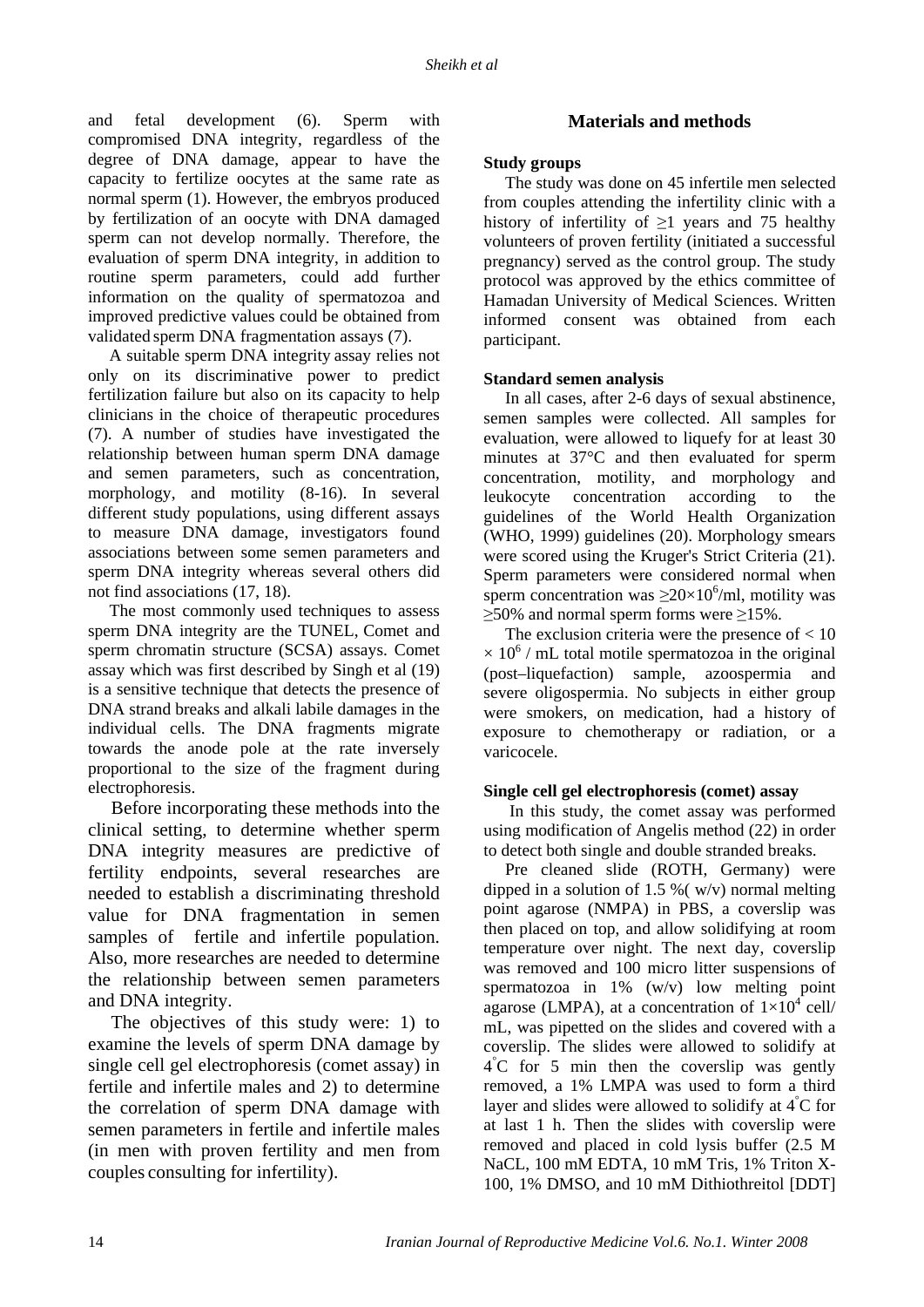and fetal development (6). Sperm with compromised DNA integrity, regardless of the degree of DNA damage, appear to have the capacity to fertilize oocytes at the same rate as normal sperm (1). However, the embryos produced by fertilization of an oocyte with DNA damaged sperm can not develop normally. Therefore, the evaluation of sperm DNA integrity, in addition to routine sperm parameters, could add further information on the quality of spermatozoa and improved predictive values could be obtained from validated sperm DNA fragmentation assays (7).

A suitable sperm DNA integrity assay relies not only on its discriminative power to predict fertilization failure but also on its capacity to help clinicians in the choice of therapeutic procedures (7). A number of studies have investigated the relationship between human sperm DNA damage and semen parameters, such as concentration, morphology, and motility (8-16). In several different study populations, using different assays to measure DNA damage, investigators found associations between some semen parameters and sperm DNA integrity whereas several others did not find associations (17, 18).

The most commonly used techniques to assess sperm DNA integrity are the TUNEL, Comet and sperm chromatin structure (SCSA) assays. Comet assay which was first described by Singh et al (19) is a sensitive technique that detects the presence of DNA strand breaks and alkali labile damages in the individual cells. The DNA fragments migrate towards the anode pole at the rate inversely proportional to the size of the fragment during electrophoresis.

Before incorporating these methods into the clinical setting, to determine whether sperm DNA integrity measures are predictive of fertility endpoints, several researches are needed to establish a discriminating threshold value for DNA fragmentation in semen samples of fertile and infertile population. Also, more researches are needed to determine the relationship between semen parameters and DNA integrity.

The objectives of this study were: 1) to examine the levels of sperm DNA damage by single cell gel electrophoresis (comet assay) in fertile and infertile males and 2) to determine the correlation of sperm DNA damage with semen parameters in fertile and infertile males (in men with proven fertility and men from couples consulting for infertility).

## Materials and methods

### Study groups

The study was done on 45 infertile men selected from couples attending the infertility clinic with a history of infertility of $\geq 1$ years and 75 healthy volunteers of proven fertility (initiated a successful pregnancy) served as the control group. The study protocol was approved by the ethics committee of Hamadan University of Medical Sciences. Written informed consent was obtained from each participant.

### Standard semen analysis

In all cases, after 2-6 days of sexual abstinence, semen samples were collected. All samples for evaluation, were allowed to liquefy for at least 30 minutes at 37°C and then evaluated for sperm concentration, motility, and morphology and leukocyte concentration according to the guidelines of the World Health Organization (WHO, 1999) guidelines (20). Morphology smears were scored using the Kruger's Strict Criteria (21). Sperm parameters were considered normal when sperm concentration was $\geq 20\times10^6$/ml, motility was $\geq 50\%$ and normal sperm forms were $\geq 15\%$.

The exclusion criteria were the presence of $< 10 \times 10^6$ / mL total motile spermatozoa in the original (post–liquefaction) sample, azoospermia and severe oligospermia. No subjects in either group were smokers, on medication, had a history of exposure to chemotherapy or radiation, or a varicocele.

### Single cell gel electrophoresis (comet) assay

In this study, the comet assay was performed using modification of Angelis method (22) in order to detect both single and double stranded breaks.

Pre cleaned slide (ROTH, Germany) were dipped in a solution of 1.5 %( w/v) normal melting point agarose (NMPA) in PBS, a coverslip was then placed on top, and allow solidifying at room temperature over night. The next day, coverslip was removed and 100 micro litter suspensions of spermatozoa in 1% (w/v) low melting point agarose (LMPA), at a concentration of $1\times10^4$ cell/ mL, was pipetted on the slides and covered with a coverslip. The slides were allowed to solidify at 4°C for 5 min then the coverslip was gently removed, a 1% LMPA was used to form a third layer and slides were allowed to solidify at 4°C for at last 1 h. Then the slides with coverslip were removed and placed in cold lysis buffer (2.5 M NaCL, 100 mM EDTA, 10 mM Tris, 1% Triton X-100, 1% DMSO, and 10 mM Dithiothreitol [DDT]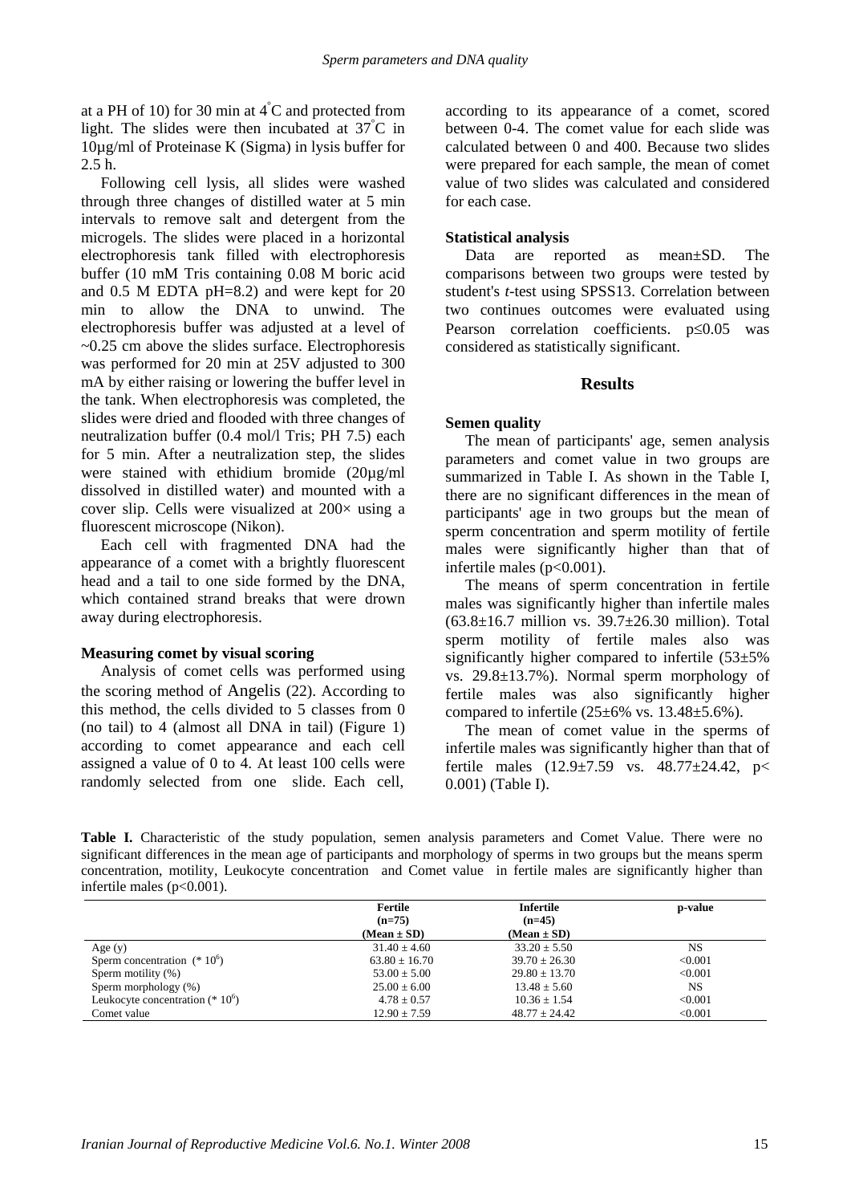at a PH of 10) for 30 min at 4°C and protected from light. The slides were then incubated at 37°C in 10µg/ml of Proteinase K (Sigma) in lysis buffer for 2.5 h.

Following cell lysis, all slides were washed through three changes of distilled water at 5 min intervals to remove salt and detergent from the microgels. The slides were placed in a horizontal electrophoresis tank filled with electrophoresis buffer (10 mM Tris containing 0.08 M boric acid and 0.5 M EDTA pH=8.2) and were kept for 20 min to allow the DNA to unwind. The electrophoresis buffer was adjusted at a level of ~0.25 cm above the slides surface. Electrophoresis was performed for 20 min at 25V adjusted to 300 mA by either raising or lowering the buffer level in the tank. When electrophoresis was completed, the slides were dried and flooded with three changes of neutralization buffer (0.4 mol/l Tris; PH 7.5) each for 5 min. After a neutralization step, the slides were stained with ethidium bromide (20µg/ml dissolved in distilled water) and mounted with a cover slip. Cells were visualized at 200× using a fluorescent microscope (Nikon).

Each cell with fragmented DNA had the appearance of a comet with a brightly fluorescent head and a tail to one side formed by the DNA, which contained strand breaks that were drown away during electrophoresis.

### Measuring comet by visual scoring

Analysis of comet cells was performed using the scoring method of Angelis (22). According to this method, the cells divided to 5 classes from 0 (no tail) to 4 (almost all DNA in tail) (Figure 1) according to comet appearance and each cell assigned a value of 0 to 4. At least 100 cells were randomly selected from one slide. Each cell, according to its appearance of a comet, scored between 0-4. The comet value for each slide was calculated between 0 and 400. Because two slides were prepared for each sample, the mean of comet value of two slides was calculated and considered for each case.

### Statistical analysis

Data are reported as mean±SD. The comparisons between two groups were tested by student's *t*-test using SPSS13. Correlation between two continues outcomes were evaluated using Pearson correlation coefficients. $p \leq 0.05$ was considered as statistically significant.

## Results

### Semen quality

The mean of participants' age, semen analysis parameters and comet value in two groups are summarized in Table I. As shown in the Table I, there are no significant differences in the mean of participants' age in two groups but the mean of sperm concentration and sperm motility of fertile males were significantly higher than that of infertile males ($p<0.001$).

The means of sperm concentration in fertile males was significantly higher than infertile males (63.8±16.7 million vs. 39.7±26.30 million). Total sperm motility of fertile males also was significantly higher compared to infertile (53±5% vs. 29.8±13.7%). Normal sperm morphology of fertile males was also significantly higher compared to infertile (25±6% vs. 13.48±5.6%).

The mean of comet value in the sperms of infertile males was significantly higher than that of fertile males (12.9±7.59 vs. 48.77±24.42, $p< 0.001$) (Table I).

**Table I.** Characteristic of the study population, semen analysis parameters and Comet Value. There were no significant differences in the mean age of participants and morphology of sperms in two groups but the means sperm concentration, motility, Leukocyte concentration and Comet value in fertile males are significantly higher than infertile males ($p<0.001$).

| | Fertile (n=75) (Mean ± SD) | Infertile (n=45) (Mean ± SD) | p-value |
|---|---|---|---|
| Age (y) | 31.40 ± 4.60 | 33.20 ± 5.50 | NS |
| Sperm concentration ($*10^6$) | 63.80 ± 16.70 | 39.70 ± 26.30 | <0.001 |
| Sperm motility (%) | 53.00 ± 5.00 | 29.80 ± 13.70 | <0.001 |
| Sperm morphology (%) | 25.00 ± 6.00 | 13.48 ± 5.60 | NS |
| Leukocyte concentration ($*10^6$) | 4.78 ± 0.57 | 10.36 ± 1.54 | <0.001 |
| Comet value | 12.90 ± 7.59 | 48.77 ± 24.42 | <0.001 |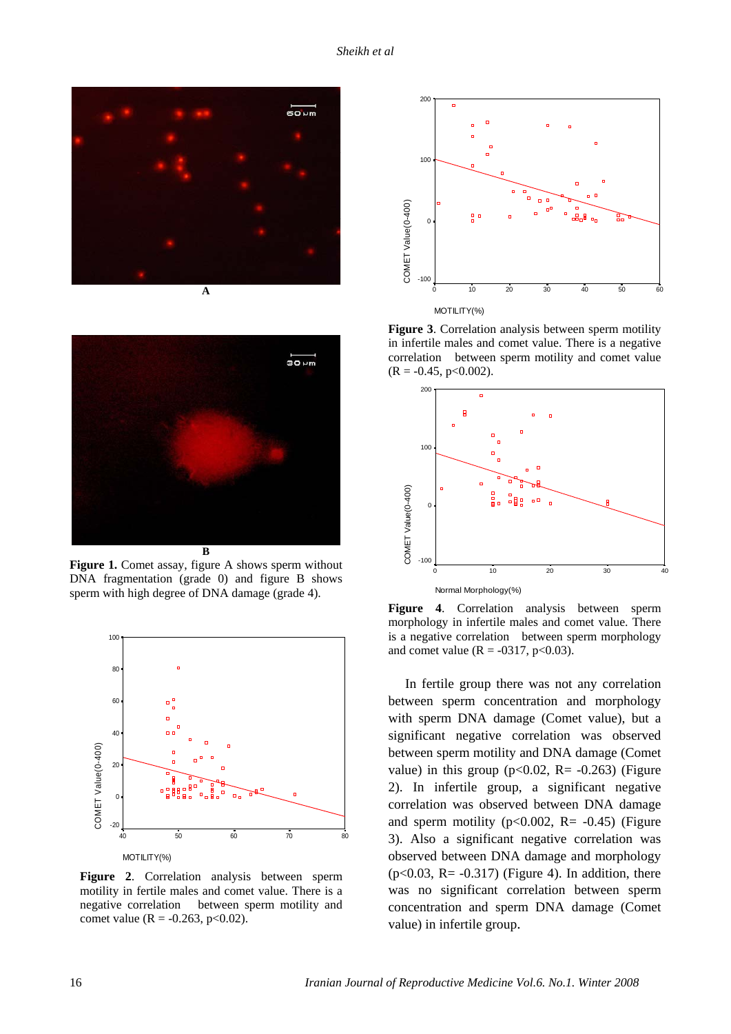A

B

**Figure 1.** Comet assay, figure A shows sperm without DNA fragmentation (grade 0) and figure B shows sperm with high degree of DNA damage (grade 4).

**Figure 2**. Correlation analysis between sperm motility in fertile males and comet value. There is a negative correlation between sperm motility and comet value (R = -0.263, p<0.02).

**Figure 3**. Correlation analysis between sperm motility in infertile males and comet value. There is a negative correlation between sperm motility and comet value (R = -0.45, p<0.002).

**Figure 4**. Correlation analysis between sperm morphology in infertile males and comet value. There is a negative correlation between sperm morphology and comet value (R = -0317, p<0.03).

In fertile group there was not any correlation between sperm concentration and morphology with sperm DNA damage (Comet value), but a significant negative correlation was observed between sperm motility and DNA damage (Comet value) in this group (p<0.02, R= -0.263) (Figure 2). In infertile group, a significant negative correlation was observed between DNA damage and sperm motility (p<0.002, R= -0.45) (Figure 3). Also a significant negative correlation was observed between DNA damage and morphology (p<0.03, R= -0.317) (Figure 4). In addition, there was no significant correlation between sperm concentration and sperm DNA damage (Comet value) in infertile group.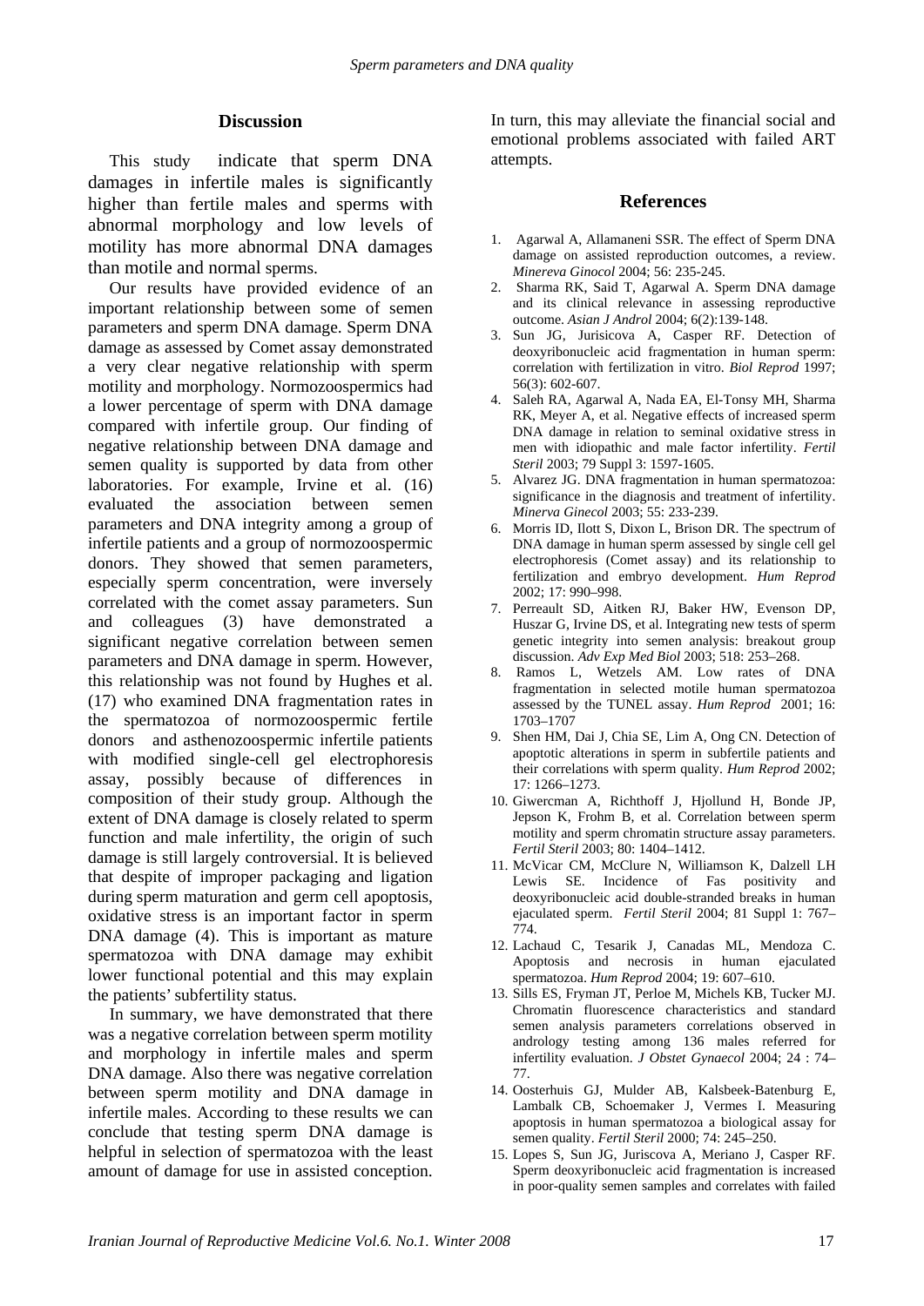## Discussion

This study indicate that sperm DNA damages in infertile males is significantly higher than fertile males and sperms with abnormal morphology and low levels of motility has more abnormal DNA damages than motile and normal sperms.

Our results have provided evidence of an important relationship between some of semen parameters and sperm DNA damage. Sperm DNA damage as assessed by Comet assay demonstrated a very clear negative relationship with sperm motility and morphology. Normozoospermics had a lower percentage of sperm with DNA damage compared with infertile group. Our finding of negative relationship between DNA damage and semen quality is supported by data from other laboratories. For example, Irvine et al. (16) evaluated the association between semen parameters and DNA integrity among a group of infertile patients and a group of normozoospermic donors. They showed that semen parameters, especially sperm concentration, were inversely correlated with the comet assay parameters. Sun and colleagues (3) have demonstrated a significant negative correlation between semen parameters and DNA damage in sperm. However, this relationship was not found by Hughes et al. (17) who examined DNA fragmentation rates in the spermatozoa of normozoospermic fertile donors and asthenozoospermic infertile patients with modified single-cell gel electrophoresis assay, possibly because of differences in composition of their study group. Although the extent of DNA damage is closely related to sperm function and male infertility, the origin of such damage is still largely controversial. It is believed that despite of improper packaging and ligation during sperm maturation and germ cell apoptosis, oxidative stress is an important factor in sperm DNA damage (4). This is important as mature spermatozoa with DNA damage may exhibit lower functional potential and this may explain the patients' subfertility status.

In summary, we have demonstrated that there was a negative correlation between sperm motility and morphology in infertile males and sperm DNA damage. Also there was negative correlation between sperm motility and DNA damage in infertile males. According to these results we can conclude that testing sperm DNA damage is helpful in selection of spermatozoa with the least amount of damage for use in assisted conception. In turn, this may alleviate the financial social and emotional problems associated with failed ART attempts.

## References

1. Agarwal A, Allamaneni SSR. The effect of Sperm DNA damage on assisted reproduction outcomes, a review. *Minereva Ginocol* 2004; 56: 235-245.
2. Sharma RK, Said T, Agarwal A. Sperm DNA damage and its clinical relevance in assessing reproductive outcome. *Asian J Androl* 2004; 6(2):139-148.
3. Sun JG, Jurisicova A, Casper RF. Detection of deoxyribonucleic acid fragmentation in human sperm: correlation with fertilization in vitro. *Biol Reprod* 1997; 56(3): 602-607.
4. Saleh RA, Agarwal A, Nada EA, El-Tonsy MH, Sharma RK, Meyer A, et al. Negative effects of increased sperm DNA damage in relation to seminal oxidative stress in men with idiopathic and male factor infertility. *Fertil Steril* 2003; 79 Suppl 3: 1597-1605.
5. Alvarez JG. DNA fragmentation in human spermatozoa: significance in the diagnosis and treatment of infertility. *Minerva Ginecol* 2003; 55: 233-239.
6. Morris ID, Ilott S, Dixon L, Brison DR. The spectrum of DNA damage in human sperm assessed by single cell gel electrophoresis (Comet assay) and its relationship to fertilization and embryo development. *Hum Reprod* 2002; 17: 990–998.
7. Perreault SD, Aitken RJ, Baker HW, Evenson DP, Huszar G, Irvine DS, et al. Integrating new tests of sperm genetic integrity into semen analysis: breakout group discussion. *Adv Exp Med Biol* 2003; 518: 253–268.
8. Ramos L, Wetzels AM. Low rates of DNA fragmentation in selected motile human spermatozoa assessed by the TUNEL assay. *Hum Reprod* 2001; 16: 1703–1707
9. Shen HM, Dai J, Chia SE, Lim A, Ong CN. Detection of apoptotic alterations in sperm in subfertile patients and their correlations with sperm quality. *Hum Reprod* 2002; 17: 1266–1273.
10. Giwercman A, Richthoff J, Hjollund H, Bonde JP, Jepson K, Frohm B, et al. Correlation between sperm motility and sperm chromatin structure assay parameters. *Fertil Steril* 2003; 80: 1404–1412.
11. McVicar CM, McClure N, Williamson K, Dalzell LH Lewis SE. Incidence of Fas positivity and deoxyribonucleic acid double-stranded breaks in human ejaculated sperm. *Fertil Steril* 2004; 81 Suppl 1: 767–774.
12. Lachaud C, Tesarik J, Canadas ML, Mendoza C. Apoptosis and necrosis in human ejaculated spermatozoa. *Hum Reprod* 2004; 19: 607–610.
13. Sills ES, Fryman JT, Perloe M, Michels KB, Tucker MJ. Chromatin fluorescence characteristics and standard semen analysis parameters correlations observed in andrology testing among 136 males referred for infertility evaluation. *J Obstet Gynaecol* 2004; 24 : 74–77.
14. Oosterhuis GJ, Mulder AB, Kalsbeek-Batenburg E, Lambalk CB, Schoemaker J, Vermes I. Measuring apoptosis in human spermatozoa a biological assay for semen quality. *Fertil Steril* 2000; 74: 245–250.
15. Lopes S, Sun JG, Juriscova A, Meriano J, Casper RF. Sperm deoxyribonucleic acid fragmentation is increased in poor-quality semen samples and correlates with failed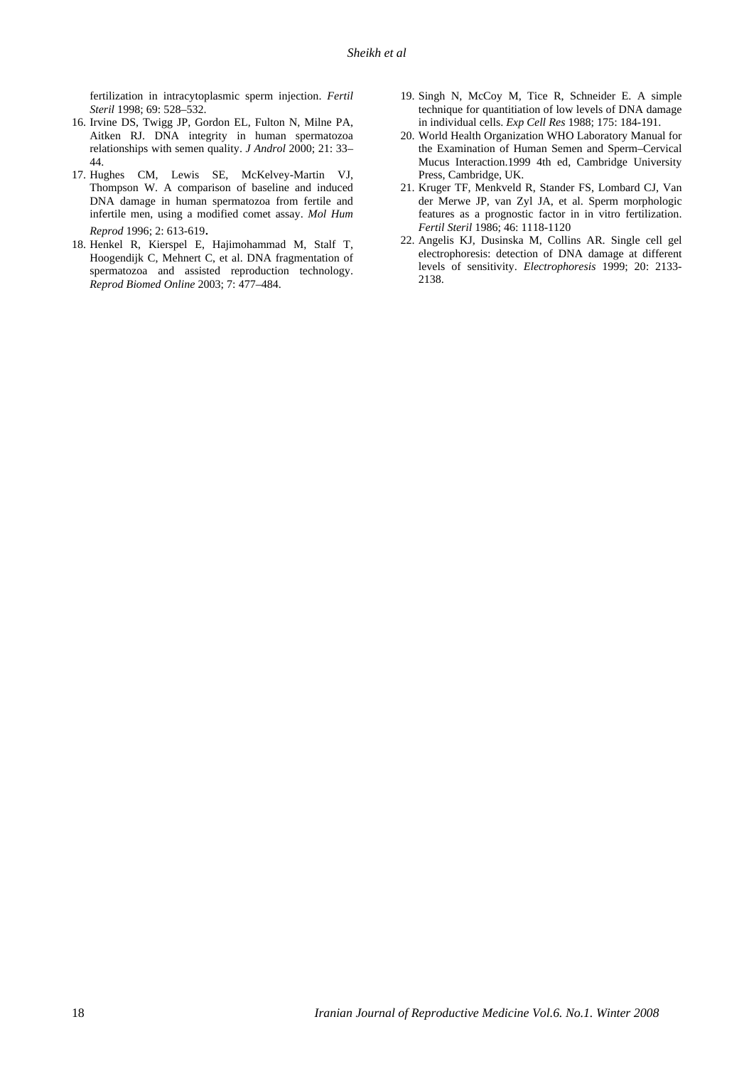fertilization in intracytoplasmic sperm injection. *Fertil Steril* 1998; 69: 528–532.

16. Irvine DS, Twigg JP, Gordon EL, Fulton N, Milne PA, Aitken RJ. DNA integrity in human spermatozoa relationships with semen quality. *J Androl* 2000; 21: 33–44.
17. Hughes CM, Lewis SE, McKelvey-Martin VJ, Thompson W. A comparison of baseline and induced DNA damage in human spermatozoa from fertile and infertile men, using a modified comet assay. *Mol Hum Reprod* 1996; 2: 613-619.
18. Henkel R, Kierspel E, Hajimohammad M, Stalf T, Hoogendijk C, Mehnert C, et al. DNA fragmentation of spermatozoa and assisted reproduction technology. *Reprod Biomed Online* 2003; 7: 477–484.
19. Singh N, McCoy M, Tice R, Schneider E. A simple technique for quantitiation of low levels of DNA damage in individual cells. *Exp Cell Res* 1988; 175: 184-191.
20. World Health Organization WHO Laboratory Manual for the Examination of Human Semen and Sperm–Cervical Mucus Interaction.1999 4th ed, Cambridge University Press, Cambridge, UK.
21. Kruger TF, Menkveld R, Stander FS, Lombard CJ, Van der Merwe JP, van Zyl JA, et al. Sperm morphologic features as a prognostic factor in in vitro fertilization. *Fertil Steril* 1986; 46: 1118-1120
22. Angelis KJ, Dusinska M, Collins AR. Single cell gel electrophoresis: detection of DNA damage at different levels of sensitivity. *Electrophoresis* 1999; 20: 2133-2138.